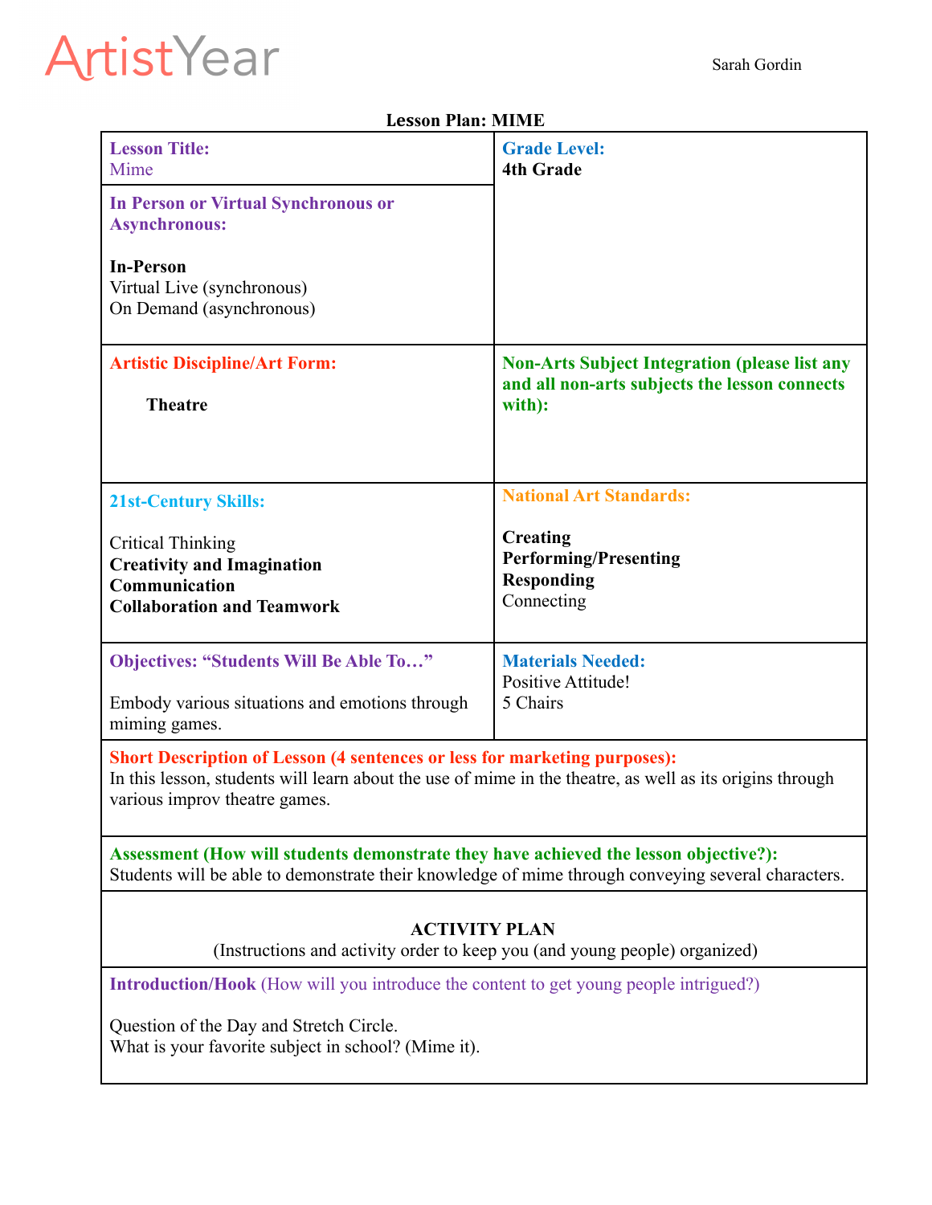ArtistYear

Sarah Gordin

**Lesson Plan: MIME**

| **Lesson Title:**<br>Mime<br><br>**In Person or Virtual Synchronous or Asynchronous:**<br><br>**In-Person**<br>Virtual Live (synchronous)<br>On Demand (asynchronous) | **Grade Level:**<br>**4th Grade** |
|---|---|
| **Artistic Discipline/Art Form:**<br><br>**Theatre** | **Non-Arts Subject Integration (please list any and all non-arts subjects the lesson connects with):** |
| **21st-Century Skills:**<br><br>Critical Thinking<br>**Creativity and Imagination**<br>**Communication**<br>**Collaboration and Teamwork** | **National Art Standards:**<br><br>**Creating**<br>**Performing/Presenting**<br>**Responding**<br>Connecting |
| **Objectives: "Students Will Be Able To…"**<br><br>Embody various situations and emotions through miming games. | **Materials Needed:**<br>Positive Attitude!<br>5 Chairs |

**Short Description of Lesson (4 sentences or less for marketing purposes):**
In this lesson, students will learn about the use of mime in the theatre, as well as its origins through various improv theatre games.

**Assessment (How will students demonstrate they have achieved the lesson objective?):**
Students will be able to demonstrate their knowledge of mime through conveying several characters.

**ACTIVITY PLAN**
(Instructions and activity order to keep you (and young people) organized)

**Introduction/Hook** (How will you introduce the content to get young people intrigued?)

Question of the Day and Stretch Circle.
What is your favorite subject in school? (Mime it).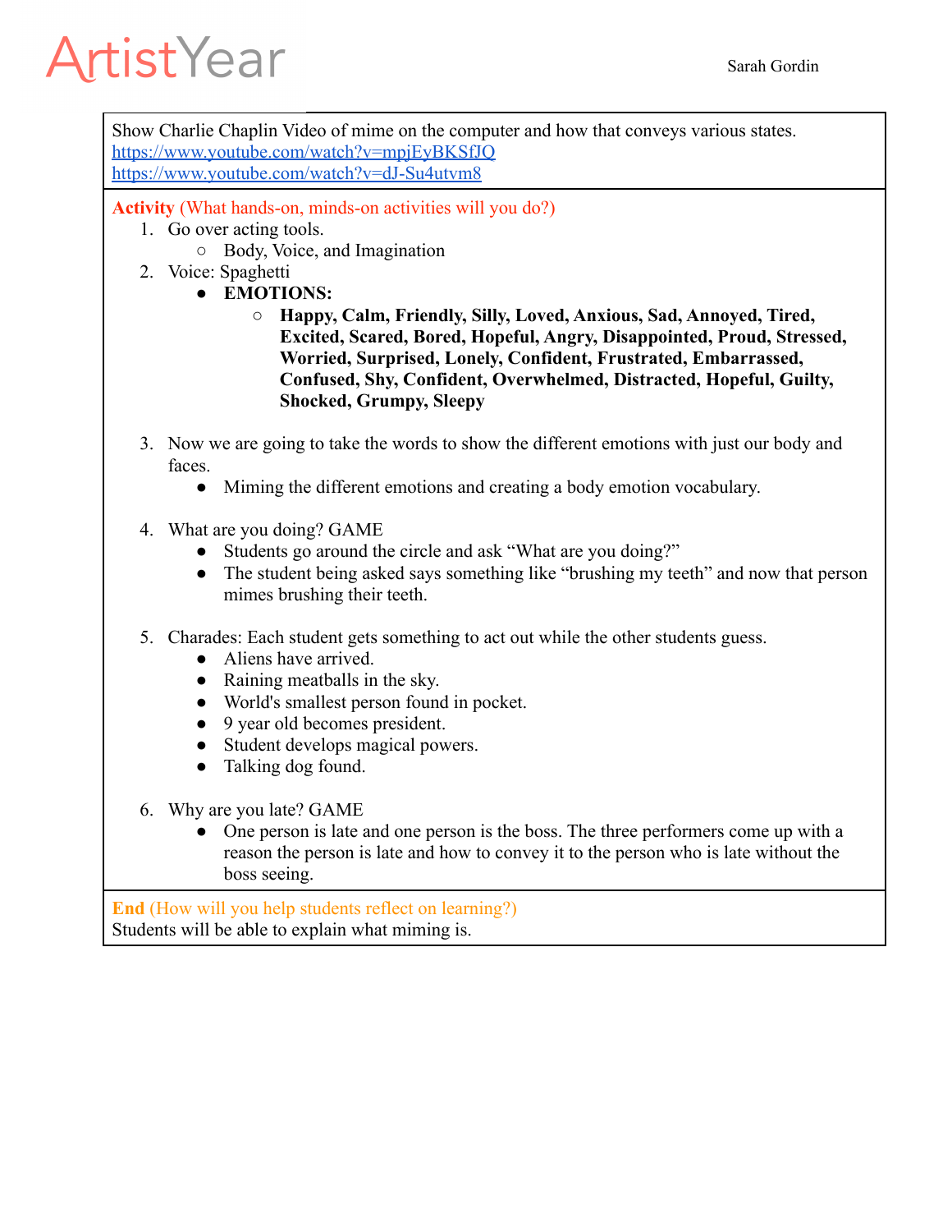Show Charlie Chaplin Video of mime on the computer and how that conveys various states.
https://www.youtube.com/watch?v=mpjEyBKSfJQ
https://www.youtube.com/watch?v=dJ-Su4utvm8

**Activity** (What hands-on, minds-on activities will you do?)

1. Go over acting tools.
   - Body, Voice, and Imagination
2. Voice: Spaghetti
   - **EMOTIONS:**
     - **Happy, Calm, Friendly, Silly, Loved, Anxious, Sad, Annoyed, Tired, Excited, Scared, Bored, Hopeful, Angry, Disappointed, Proud, Stressed, Worried, Surprised, Lonely, Confident, Frustrated, Embarrassed, Confused, Shy, Confident, Overwhelmed, Distracted, Hopeful, Guilty, Shocked, Grumpy, Sleepy**

3. Now we are going to take the words to show the different emotions with just our body and faces.
   - Miming the different emotions and creating a body emotion vocabulary.

4. What are you doing? GAME
   - Students go around the circle and ask "What are you doing?"
   - The student being asked says something like "brushing my teeth" and now that person mimes brushing their teeth.

5. Charades: Each student gets something to act out while the other students guess.
   - Aliens have arrived.
   - Raining meatballs in the sky.
   - World's smallest person found in pocket.
   - 9 year old becomes president.
   - Student develops magical powers.
   - Talking dog found.

6. Why are you late? GAME
   - One person is late and one person is the boss. The three performers come up with a reason the person is late and how to convey it to the person who is late without the boss seeing.

**End** (How will you help students reflect on learning?)
Students will be able to explain what miming is.